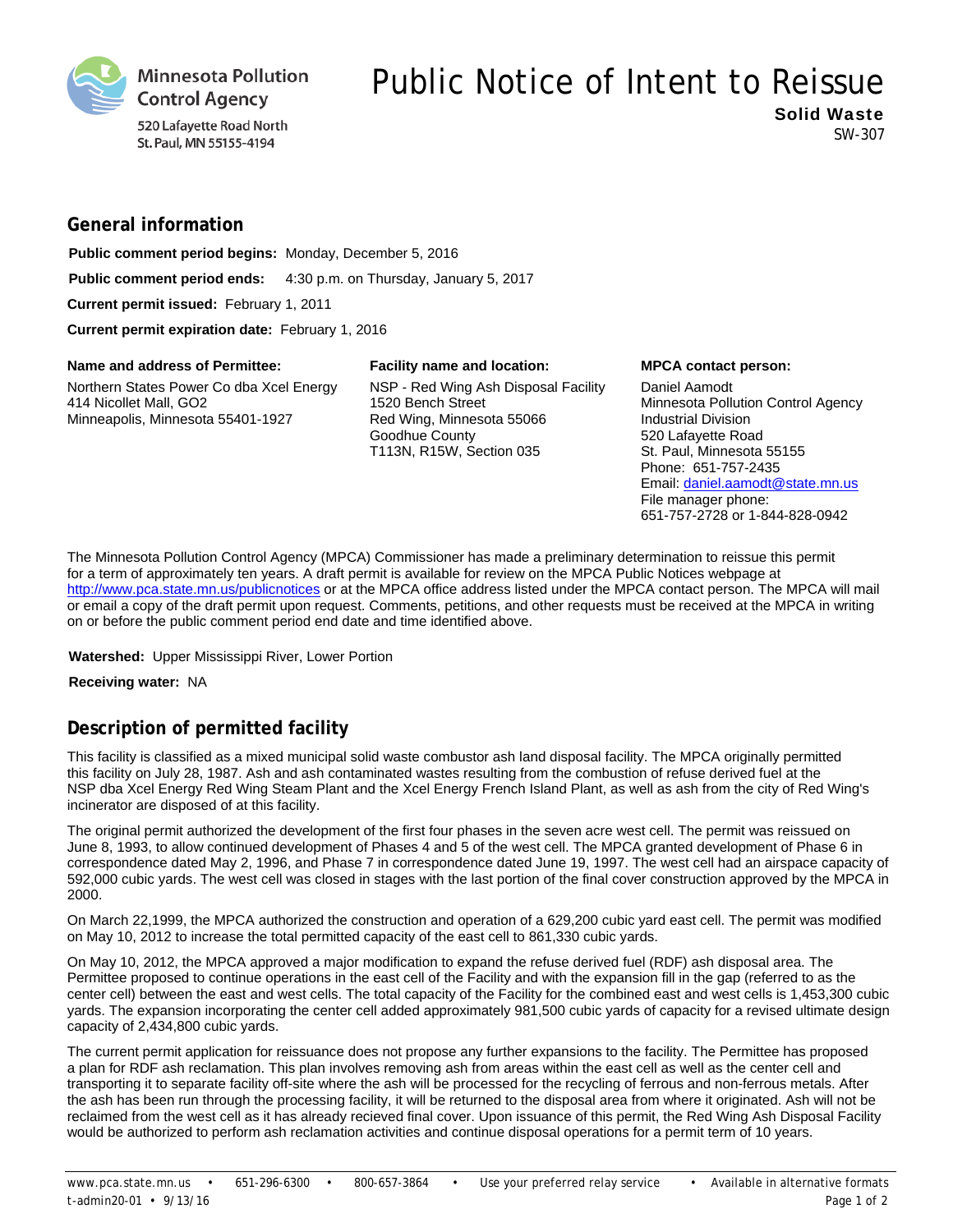Minnesota Pollution Control Agency
520 Lafayette Road North
St. Paul, MN 55155-4194

# Public Notice of Intent to Reissue

**Solid Waste**
SW-307

## General information

**Public comment period begins:** Monday, December 5, 2016

**Public comment period ends:** 4:30 p.m. on Thursday, January 5, 2017

**Current permit issued:** February 1, 2011

**Current permit expiration date:** February 1, 2016

**Name and address of Permittee:**
Northern States Power Co dba Xcel Energy
414 Nicollet Mall, GO2
Minneapolis, Minnesota 55401-1927

**Facility name and location:**
NSP - Red Wing Ash Disposal Facility
1520 Bench Street
Red Wing, Minnesota 55066
Goodhue County
T113N, R15W, Section 035

**MPCA contact person:**
Daniel Aamodt
Minnesota Pollution Control Agency
Industrial Division
520 Lafayette Road
St. Paul, Minnesota 55155
Phone: 651-757-2435
Email: daniel.aamodt@state.mn.us
File manager phone:
651-757-2728 or 1-844-828-0942

The Minnesota Pollution Control Agency (MPCA) Commissioner has made a preliminary determination to reissue this permit for a term of approximately ten years. A draft permit is available for review on the MPCA Public Notices webpage at http://www.pca.state.mn.us/publicnotices or at the MPCA office address listed under the MPCA contact person. The MPCA will mail or email a copy of the draft permit upon request. Comments, petitions, and other requests must be received at the MPCA in writing on or before the public comment period end date and time identified above.

**Watershed:** Upper Mississippi River, Lower Portion

**Receiving water:** NA

## Description of permitted facility

This facility is classified as a mixed municipal solid waste combustor ash land disposal facility. The MPCA originally permitted this facility on July 28, 1987. Ash and ash contaminated wastes resulting from the combustion of refuse derived fuel at the NSP dba Xcel Energy Red Wing Steam Plant and the Xcel Energy French Island Plant, as well as ash from the city of Red Wing's incinerator are disposed of at this facility.

The original permit authorized the development of the first four phases in the seven acre west cell. The permit was reissued on June 8, 1993, to allow continued development of Phases 4 and 5 of the west cell. The MPCA granted development of Phase 6 in correspondence dated May 2, 1996, and Phase 7 in correspondence dated June 19, 1997. The west cell had an airspace capacity of 592,000 cubic yards. The west cell was closed in stages with the last portion of the final cover construction approved by the MPCA in 2000.

On March 22,1999, the MPCA authorized the construction and operation of a 629,200 cubic yard east cell. The permit was modified on May 10, 2012 to increase the total permitted capacity of the east cell to 861,330 cubic yards.

On May 10, 2012, the MPCA approved a major modification to expand the refuse derived fuel (RDF) ash disposal area. The Permittee proposed to continue operations in the east cell of the Facility and with the expansion fill in the gap (referred to as the center cell) between the east and west cells. The total capacity of the Facility for the combined east and west cells is 1,453,300 cubic yards. The expansion incorporating the center cell added approximately 981,500 cubic yards of capacity for a revised ultimate design capacity of 2,434,800 cubic yards.

The current permit application for reissuance does not propose any further expansions to the facility. The Permittee has proposed a plan for RDF ash reclamation. This plan involves removing ash from areas within the east cell as well as the center cell and transporting it to separate facility off-site where the ash will be processed for the recycling of ferrous and non-ferrous metals. After the ash has been run through the processing facility, it will be returned to the disposal area from where it originated. Ash will not be reclaimed from the west cell as it has already recieved final cover. Upon issuance of this permit, the Red Wing Ash Disposal Facility would be authorized to perform ash reclamation activities and continue disposal operations for a permit term of 10 years.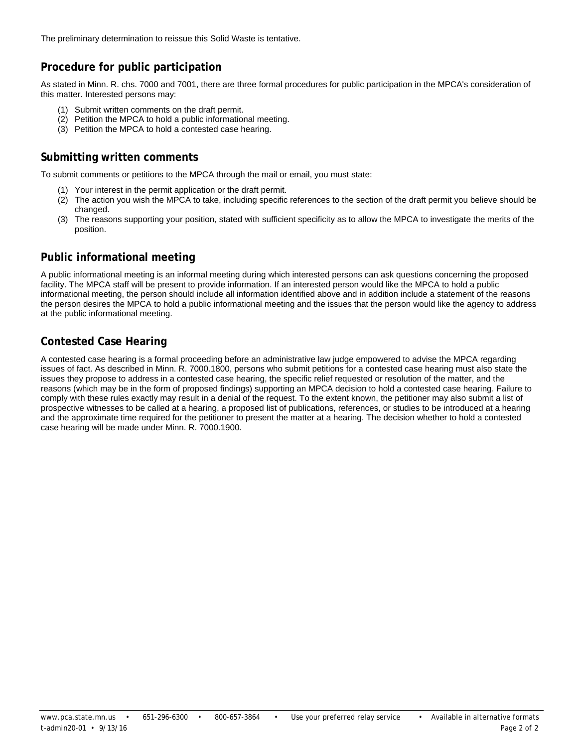The preliminary determination to reissue this Solid Waste is tentative.

## Procedure for public participation

As stated in Minn. R. chs. 7000 and 7001, there are three formal procedures for public participation in the MPCA's consideration of this matter. Interested persons may:

(1) Submit written comments on the draft permit.
(2) Petition the MPCA to hold a public informational meeting.
(3) Petition the MPCA to hold a contested case hearing.

## Submitting written comments

To submit comments or petitions to the MPCA through the mail or email, you must state:

(1) Your interest in the permit application or the draft permit.
(2) The action you wish the MPCA to take, including specific references to the section of the draft permit you believe should be changed.
(3) The reasons supporting your position, stated with sufficient specificity as to allow the MPCA to investigate the merits of the position.

## Public informational meeting

A public informational meeting is an informal meeting during which interested persons can ask questions concerning the proposed facility. The MPCA staff will be present to provide information. If an interested person would like the MPCA to hold a public informational meeting, the person should include all information identified above and in addition include a statement of the reasons the person desires the MPCA to hold a public informational meeting and the issues that the person would like the agency to address at the public informational meeting.

## Contested Case Hearing

A contested case hearing is a formal proceeding before an administrative law judge empowered to advise the MPCA regarding issues of fact. As described in Minn. R. 7000.1800, persons who submit petitions for a contested case hearing must also state the issues they propose to address in a contested case hearing, the specific relief requested or resolution of the matter, and the reasons (which may be in the form of proposed findings) supporting an MPCA decision to hold a contested case hearing. Failure to comply with these rules exactly may result in a denial of the request. To the extent known, the petitioner may also submit a list of prospective witnesses to be called at a hearing, a proposed list of publications, references, or studies to be introduced at a hearing and the approximate time required for the petitioner to present the matter at a hearing. The decision whether to hold a contested case hearing will be made under Minn. R. 7000.1900.